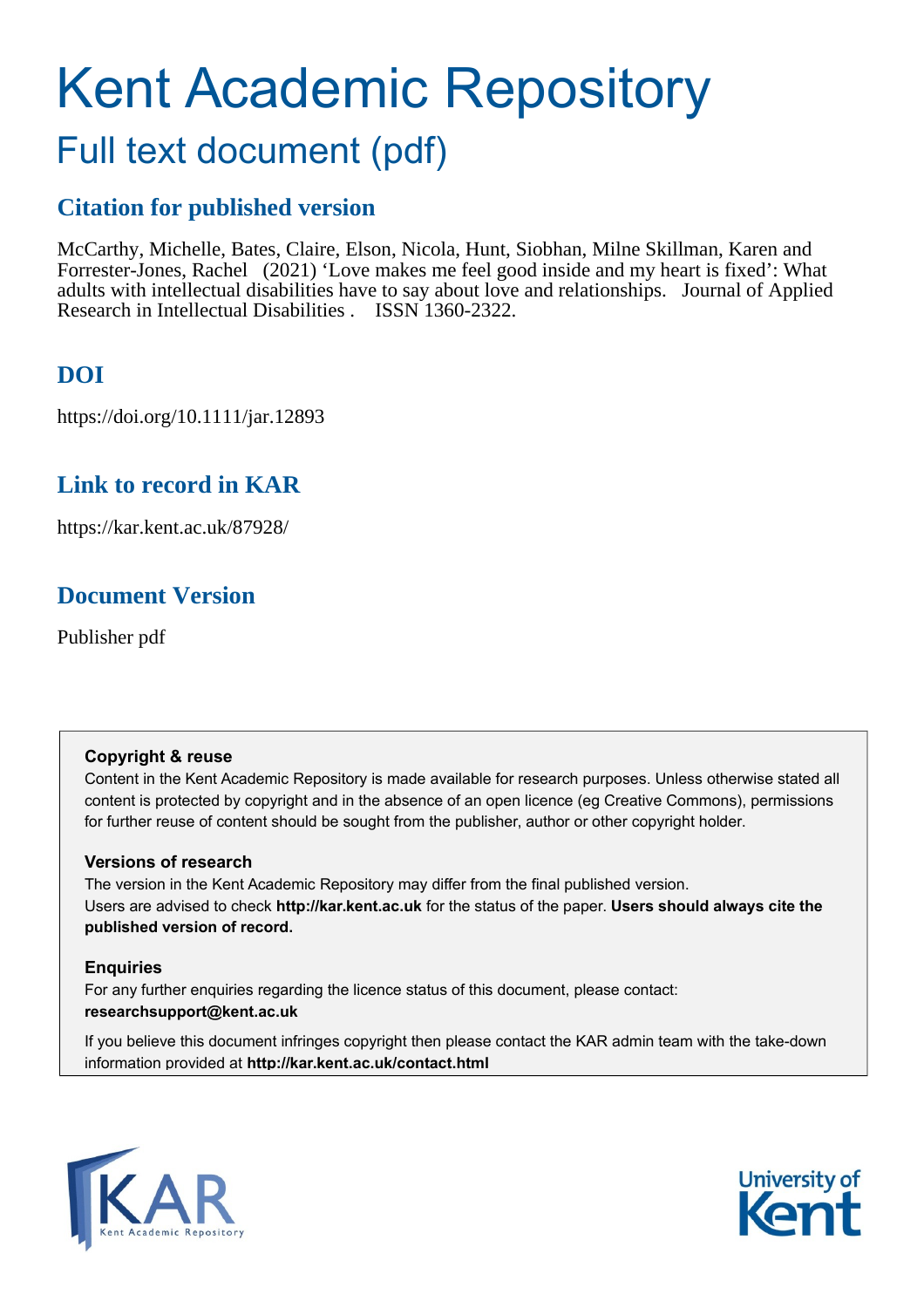# Kent Academic Repository

## Full text document (pdf)

## Citation for published version

McCarthy, Michelle, Bates, Claire, Elson, Nicola, Hunt, Siobhan, Milne Skillman, Karen and Forrester-Jones, Rachel (2021) 'Love makes me feel good inside and my heart is fixed': What adults with intellectual disabilities have to say about love and relationships. Journal of Applied Research in Intellectual Disabilities . ISSN 1360-2322.

## DOI

https://doi.org/10.1111/jar.12893

## Link to record in KAR

https://kar.kent.ac.uk/87928/

## Document Version

Publisher pdf

**Copyright & reuse**

Content in the Kent Academic Repository is made available for research purposes. Unless otherwise stated all content is protected by copyright and in the absence of an open licence (eg Creative Commons), permissions for further reuse of content should be sought from the publisher, author or other copyright holder.

**Versions of research**

The version in the Kent Academic Repository may differ from the final published version. Users are advised to check **http://kar.kent.ac.uk** for the status of the paper. **Users should always cite the published version of record.**

**Enquiries**

For any further enquiries regarding the licence status of this document, please contact: **researchsupport@kent.ac.uk**

If you believe this document infringes copyright then please contact the KAR admin team with the take-down information provided at **http://kar.kent.ac.uk/contact.html**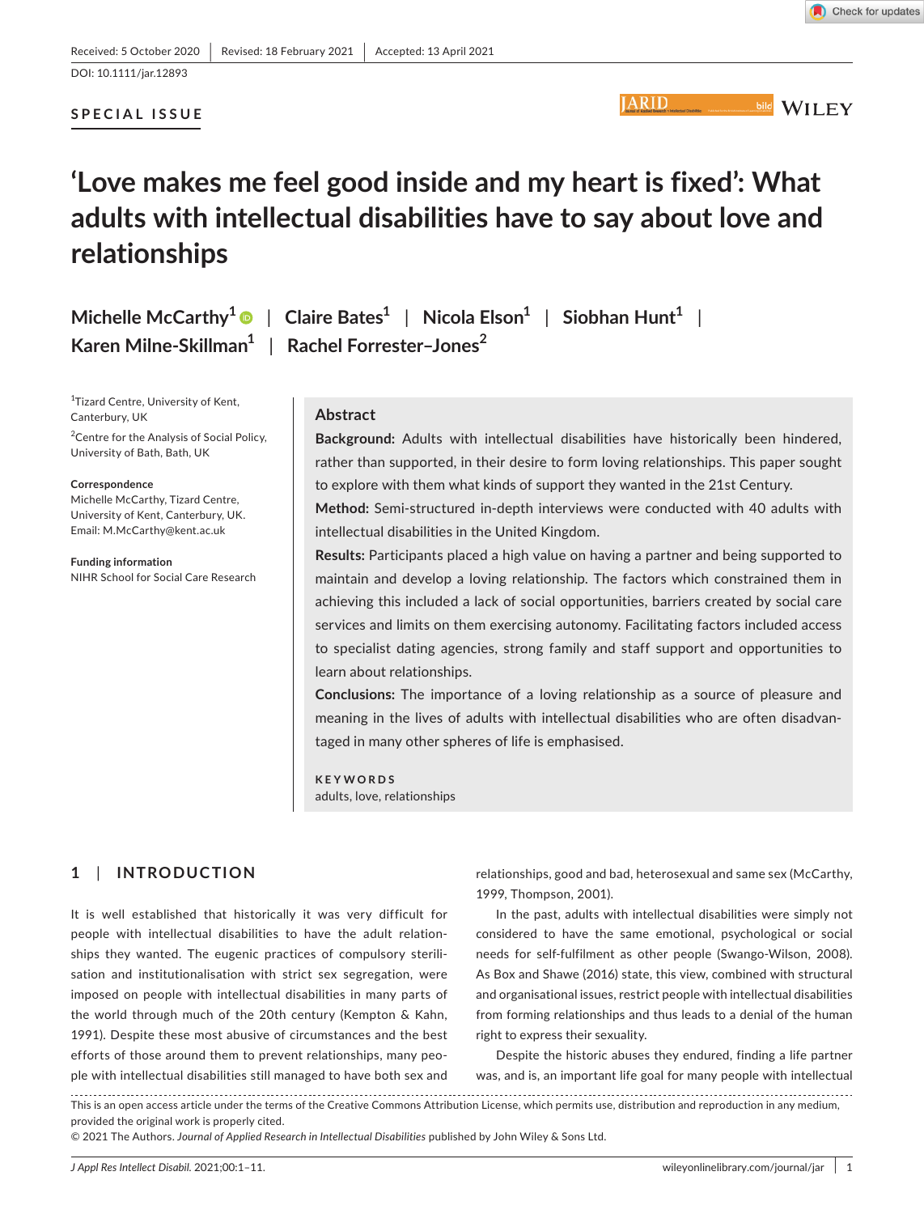Received: 5 October 2020 | Revised: 18 February 2021 | Accepted: 13 April 2021

DOI: 10.1111/jar.12893

SPECIAL ISSUE

# 'Love makes me feel good inside and my heart is fixed': What adults with intellectual disabilities have to say about love and relationships

Michelle McCarthy[1] | Claire Bates[1] | Nicola Elson[1] | Siobhan Hunt[1] | Karen Milne-Skillman[1] | Rachel Forrester–Jones[2]

[1]Tizard Centre, University of Kent, Canterbury, UK

[2]Centre for the Analysis of Social Policy, University of Bath, Bath, UK

**Correspondence**
Michelle McCarthy, Tizard Centre, University of Kent, Canterbury, UK.
Email: M.McCarthy@kent.ac.uk

**Funding information**
NIHR School for Social Care Research

## Abstract

**Background:** Adults with intellectual disabilities have historically been hindered, rather than supported, in their desire to form loving relationships. This paper sought to explore with them what kinds of support they wanted in the 21st Century.

**Method:** Semi-structured in-depth interviews were conducted with 40 adults with intellectual disabilities in the United Kingdom.

**Results:** Participants placed a high value on having a partner and being supported to maintain and develop a loving relationship. The factors which constrained them in achieving this included a lack of social opportunities, barriers created by social care services and limits on them exercising autonomy. Facilitating factors included access to specialist dating agencies, strong family and staff support and opportunities to learn about relationships.

**Conclusions:** The importance of a loving relationship as a source of pleasure and meaning in the lives of adults with intellectual disabilities who are often disadvantaged in many other spheres of life is emphasised.

**KEYWORDS**
adults, love, relationships

## 1 | INTRODUCTION

It is well established that historically it was very difficult for people with intellectual disabilities to have the adult relationships they wanted. The eugenic practices of compulsory sterilisation and institutionalisation with strict sex segregation, were imposed on people with intellectual disabilities in many parts of the world through much of the 20th century (Kempton & Kahn, 1991). Despite these most abusive of circumstances and the best efforts of those around them to prevent relationships, many people with intellectual disabilities still managed to have both sex and relationships, good and bad, heterosexual and same sex (McCarthy, 1999, Thompson, 2001).

In the past, adults with intellectual disabilities were simply not considered to have the same emotional, psychological or social needs for self-fulfilment as other people (Swango-Wilson, 2008). As Box and Shawe (2016) state, this view, combined with structural and organisational issues, restrict people with intellectual disabilities from forming relationships and thus leads to a denial of the human right to express their sexuality.

Despite the historic abuses they endured, finding a life partner was, and is, an important life goal for many people with intellectual

This is an open access article under the terms of the Creative Commons Attribution License, which permits use, distribution and reproduction in any medium, provided the original work is properly cited.
© 2021 The Authors. *Journal of Applied Research in Intellectual Disabilities* published by John Wiley & Sons Ltd.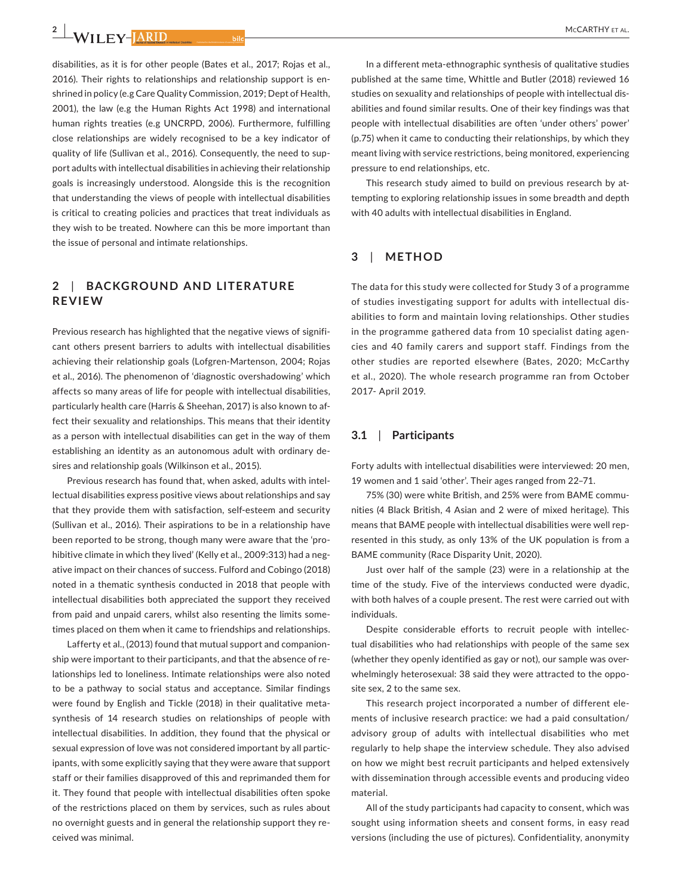disabilities, as it is for other people (Bates et al., 2017; Rojas et al., 2016). Their rights to relationships and relationship support is enshrined in policy (e.g Care Quality Commission, 2019; Dept of Health, 2001), the law (e.g the Human Rights Act 1998) and international human rights treaties (e.g UNCRPD, 2006). Furthermore, fulfilling close relationships are widely recognised to be a key indicator of quality of life (Sullivan et al., 2016). Consequently, the need to support adults with intellectual disabilities in achieving their relationship goals is increasingly understood. Alongside this is the recognition that understanding the views of people with intellectual disabilities is critical to creating policies and practices that treat individuals as they wish to be treated. Nowhere can this be more important than the issue of personal and intimate relationships.

## 2 | BACKGROUND AND LITERATURE REVIEW

Previous research has highlighted that the negative views of significant others present barriers to adults with intellectual disabilities achieving their relationship goals (Lofgren-Martenson, 2004; Rojas et al., 2016). The phenomenon of 'diagnostic overshadowing' which affects so many areas of life for people with intellectual disabilities, particularly health care (Harris & Sheehan, 2017) is also known to affect their sexuality and relationships. This means that their identity as a person with intellectual disabilities can get in the way of them establishing an identity as an autonomous adult with ordinary desires and relationship goals (Wilkinson et al., 2015).

Previous research has found that, when asked, adults with intellectual disabilities express positive views about relationships and say that they provide them with satisfaction, self-esteem and security (Sullivan et al., 2016). Their aspirations to be in a relationship have been reported to be strong, though many were aware that the 'prohibitive climate in which they lived' (Kelly et al., 2009:313) had a negative impact on their chances of success. Fulford and Cobingo (2018) noted in a thematic synthesis conducted in 2018 that people with intellectual disabilities both appreciated the support they received from paid and unpaid carers, whilst also resenting the limits sometimes placed on them when it came to friendships and relationships.

Lafferty et al., (2013) found that mutual support and companionship were important to their participants, and that the absence of relationships led to loneliness. Intimate relationships were also noted to be a pathway to social status and acceptance. Similar findings were found by English and Tickle (2018) in their qualitative meta-synthesis of 14 research studies on relationships of people with intellectual disabilities. In addition, they found that the physical or sexual expression of love was not considered important by all participants, with some explicitly saying that they were aware that support staff or their families disapproved of this and reprimanded them for it. They found that people with intellectual disabilities often spoke of the restrictions placed on them by services, such as rules about no overnight guests and in general the relationship support they received was minimal.

In a different meta-ethnographic synthesis of qualitative studies published at the same time, Whittle and Butler (2018) reviewed 16 studies on sexuality and relationships of people with intellectual disabilities and found similar results. One of their key findings was that people with intellectual disabilities are often 'under others' power' (p.75) when it came to conducting their relationships, by which they meant living with service restrictions, being monitored, experiencing pressure to end relationships, etc.

This research study aimed to build on previous research by attempting to exploring relationship issues in some breadth and depth with 40 adults with intellectual disabilities in England.

## 3 | METHOD

The data for this study were collected for Study 3 of a programme of studies investigating support for adults with intellectual disabilities to form and maintain loving relationships. Other studies in the programme gathered data from 10 specialist dating agencies and 40 family carers and support staff. Findings from the other studies are reported elsewhere (Bates, 2020; McCarthy et al., 2020). The whole research programme ran from October 2017- April 2019.

### 3.1 | Participants

Forty adults with intellectual disabilities were interviewed: 20 men, 19 women and 1 said 'other'. Their ages ranged from 22–71.

75% (30) were white British, and 25% were from BAME communities (4 Black British, 4 Asian and 2 were of mixed heritage). This means that BAME people with intellectual disabilities were well represented in this study, as only 13% of the UK population is from a BAME community (Race Disparity Unit, 2020).

Just over half of the sample (23) were in a relationship at the time of the study. Five of the interviews conducted were dyadic, with both halves of a couple present. The rest were carried out with individuals.

Despite considerable efforts to recruit people with intellectual disabilities who had relationships with people of the same sex (whether they openly identified as gay or not), our sample was overwhelmingly heterosexual: 38 said they were attracted to the opposite sex, 2 to the same sex.

This research project incorporated a number of different elements of inclusive research practice: we had a paid consultation/advisory group of adults with intellectual disabilities who met regularly to help shape the interview schedule. They also advised on how we might best recruit participants and helped extensively with dissemination through accessible events and producing video material.

All of the study participants had capacity to consent, which was sought using information sheets and consent forms, in easy read versions (including the use of pictures). Confidentiality, anonymity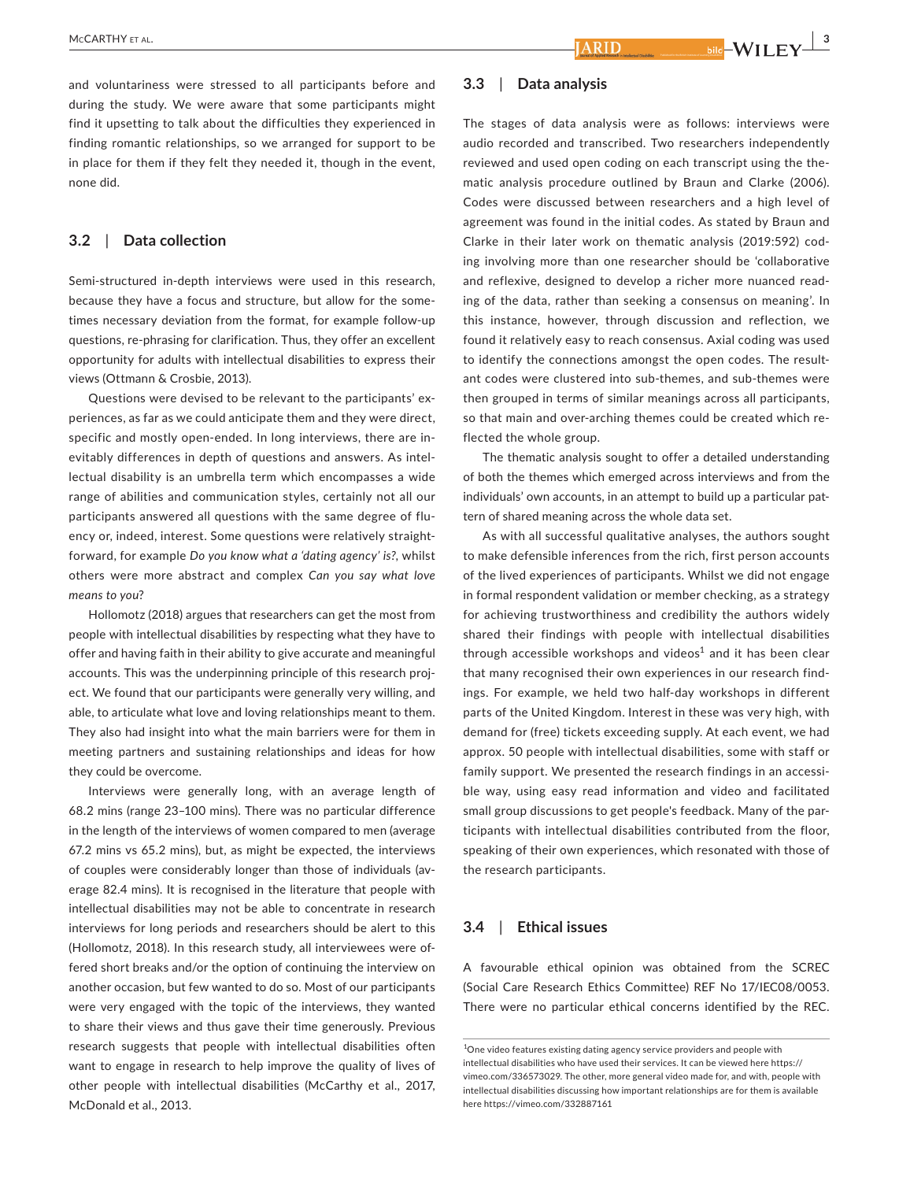and voluntariness were stressed to all participants before and during the study. We were aware that some participants might find it upsetting to talk about the difficulties they experienced in finding romantic relationships, so we arranged for support to be in place for them if they felt they needed it, though in the event, none did.

### 3.2 | Data collection

Semi-structured in-depth interviews were used in this research, because they have a focus and structure, but allow for the sometimes necessary deviation from the format, for example follow-up questions, re-phrasing for clarification. Thus, they offer an excellent opportunity for adults with intellectual disabilities to express their views (Ottmann & Crosbie, 2013).

Questions were devised to be relevant to the participants' experiences, as far as we could anticipate them and they were direct, specific and mostly open-ended. In long interviews, there are inevitably differences in depth of questions and answers. As intellectual disability is an umbrella term which encompasses a wide range of abilities and communication styles, certainly not all our participants answered all questions with the same degree of fluency or, indeed, interest. Some questions were relatively straightforward, for example *Do you know what a 'dating agency' is?*, whilst others were more abstract and complex *Can you say what love means to you*?

Hollomotz (2018) argues that researchers can get the most from people with intellectual disabilities by respecting what they have to offer and having faith in their ability to give accurate and meaningful accounts. This was the underpinning principle of this research project. We found that our participants were generally very willing, and able, to articulate what love and loving relationships meant to them. They also had insight into what the main barriers were for them in meeting partners and sustaining relationships and ideas for how they could be overcome.

Interviews were generally long, with an average length of 68.2 mins (range 23–100 mins). There was no particular difference in the length of the interviews of women compared to men (average 67.2 mins vs 65.2 mins), but, as might be expected, the interviews of couples were considerably longer than those of individuals (average 82.4 mins). It is recognised in the literature that people with intellectual disabilities may not be able to concentrate in research interviews for long periods and researchers should be alert to this (Hollomotz, 2018). In this research study, all interviewees were offered short breaks and/or the option of continuing the interview on another occasion, but few wanted to do so. Most of our participants were very engaged with the topic of the interviews, they wanted to share their views and thus gave their time generously. Previous research suggests that people with intellectual disabilities often want to engage in research to help improve the quality of lives of other people with intellectual disabilities (McCarthy et al., 2017, McDonald et al., 2013.

### 3.3 | Data analysis

The stages of data analysis were as follows: interviews were audio recorded and transcribed. Two researchers independently reviewed and used open coding on each transcript using the thematic analysis procedure outlined by Braun and Clarke (2006). Codes were discussed between researchers and a high level of agreement was found in the initial codes. As stated by Braun and Clarke in their later work on thematic analysis (2019:592) coding involving more than one researcher should be 'collaborative and reflexive, designed to develop a richer more nuanced reading of the data, rather than seeking a consensus on meaning'. In this instance, however, through discussion and reflection, we found it relatively easy to reach consensus. Axial coding was used to identify the connections amongst the open codes. The resultant codes were clustered into sub-themes, and sub-themes were then grouped in terms of similar meanings across all participants, so that main and over-arching themes could be created which reflected the whole group.

The thematic analysis sought to offer a detailed understanding of both the themes which emerged across interviews and from the individuals' own accounts, in an attempt to build up a particular pattern of shared meaning across the whole data set.

As with all successful qualitative analyses, the authors sought to make defensible inferences from the rich, first person accounts of the lived experiences of participants. Whilst we did not engage in formal respondent validation or member checking, as a strategy for achieving trustworthiness and credibility the authors widely shared their findings with people with intellectual disabilities through accessible workshops and videos[1] and it has been clear that many recognised their own experiences in our research findings. For example, we held two half-day workshops in different parts of the United Kingdom. Interest in these was very high, with demand for (free) tickets exceeding supply. At each event, we had approx. 50 people with intellectual disabilities, some with staff or family support. We presented the research findings in an accessible way, using easy read information and video and facilitated small group discussions to get people's feedback. Many of the participants with intellectual disabilities contributed from the floor, speaking of their own experiences, which resonated with those of the research participants.

### 3.4 | Ethical issues

A favourable ethical opinion was obtained from the SCREC (Social Care Research Ethics Committee) REF No 17/IEC08/0053. There were no particular ethical concerns identified by the REC.

[1] One video features existing dating agency service providers and people with intellectual disabilities who have used their services. It can be viewed here https://vimeo.com/336573029. The other, more general video made for, and with, people with intellectual disabilities discussing how important relationships are for them is available here https://vimeo.com/332887161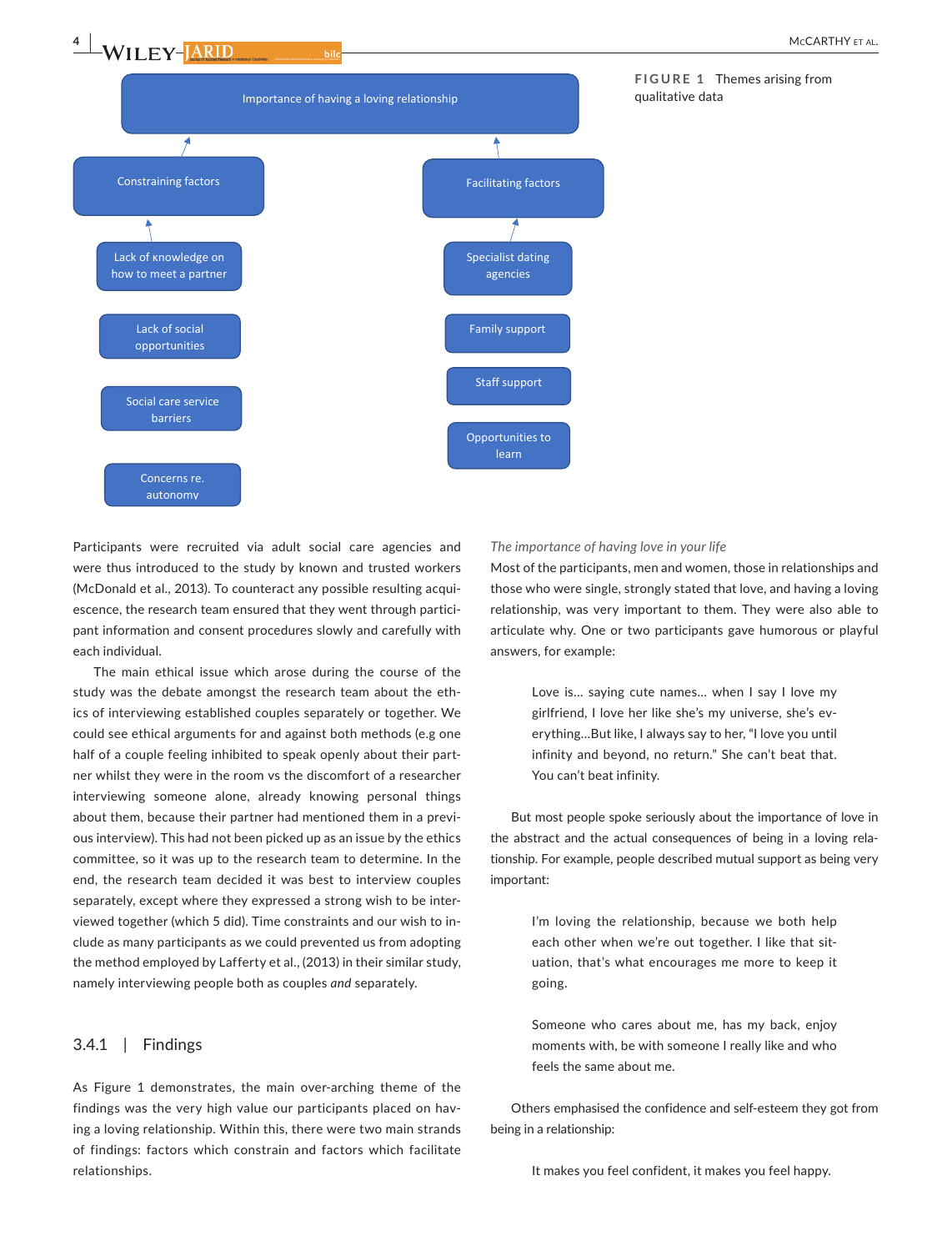- Importance of having a loving relationship
  - Constraining factors
    - Lack of knowledge on how to meet a partner
    - Lack of social opportunities
    - Social care service barriers
    - Concerns re. autonomy
  - Facilitating factors
    - Specialist dating agencies
    - Family support
    - Staff support
    - Opportunities to learn

**FIGURE 1** Themes arising from qualitative data

Participants were recruited via adult social care agencies and were thus introduced to the study by known and trusted workers (McDonald et al., 2013). To counteract any possible resulting acquiescence, the research team ensured that they went through participant information and consent procedures slowly and carefully with each individual.

The main ethical issue which arose during the course of the study was the debate amongst the research team about the ethics of interviewing established couples separately or together. We could see ethical arguments for and against both methods (e.g one half of a couple feeling inhibited to speak openly about their partner whilst they were in the room vs the discomfort of a researcher interviewing someone alone, already knowing personal things about them, because their partner had mentioned them in a previous interview). This had not been picked up as an issue by the ethics committee, so it was up to the research team to determine. In the end, the research team decided it was best to interview couples separately, except where they expressed a strong wish to be interviewed together (which 5 did). Time constraints and our wish to include as many participants as we could prevented us from adopting the method employed by Lafferty et al., (2013) in their similar study, namely interviewing people both as couples *and* separately.

### 3.4.1 | Findings

As Figure 1 demonstrates, the main over-arching theme of the findings was the very high value our participants placed on having a loving relationship. Within this, there were two main strands of findings: factors which constrain and factors which facilitate relationships.

*The importance of having love in your life*

Most of the participants, men and women, those in relationships and those who were single, strongly stated that love, and having a loving relationship, was very important to them. They were also able to articulate why. One or two participants gave humorous or playful answers, for example:

> Love is… saying cute names… when I say I love my girlfriend, I love her like she's my universe, she's everything…But like, I always say to her, "I love you until infinity and beyond, no return." She can't beat that. You can't beat infinity.

But most people spoke seriously about the importance of love in the abstract and the actual consequences of being in a loving relationship. For example, people described mutual support as being very important:

> I'm loving the relationship, because we both help each other when we're out together. I like that situation, that's what encourages me more to keep it going.

> Someone who cares about me, has my back, enjoy moments with, be with someone I really like and who feels the same about me.

Others emphasised the confidence and self-esteem they got from being in a relationship:

> It makes you feel confident, it makes you feel happy.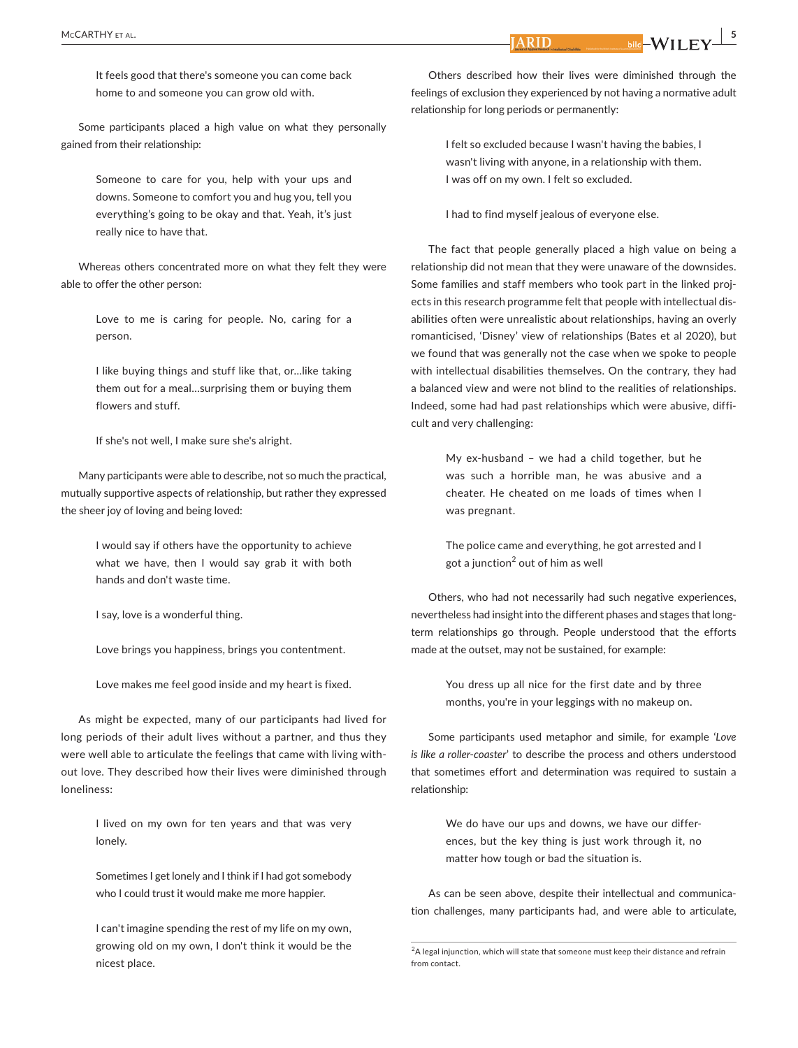> It feels good that there's someone you can come back home to and someone you can grow old with.

Some participants placed a high value on what they personally gained from their relationship:

> Someone to care for you, help with your ups and downs. Someone to comfort you and hug you, tell you everything's going to be okay and that. Yeah, it's just really nice to have that.

Whereas others concentrated more on what they felt they were able to offer the other person:

> Love to me is caring for people. No, caring for a person.

> I like buying things and stuff like that, or…like taking them out for a meal…surprising them or buying them flowers and stuff.

> If she's not well, I make sure she's alright.

Many participants were able to describe, not so much the practical, mutually supportive aspects of relationship, but rather they expressed the sheer joy of loving and being loved:

> I would say if others have the opportunity to achieve what we have, then I would say grab it with both hands and don't waste time.

> I say, love is a wonderful thing.

> Love brings you happiness, brings you contentment.

> Love makes me feel good inside and my heart is fixed.

As might be expected, many of our participants had lived for long periods of their adult lives without a partner, and thus they were well able to articulate the feelings that came with living without love. They described how their lives were diminished through loneliness:

> I lived on my own for ten years and that was very lonely.

> Sometimes I get lonely and I think if I had got somebody who I could trust it would make me more happier.

> I can't imagine spending the rest of my life on my own, growing old on my own, I don't think it would be the nicest place.

Others described how their lives were diminished through the feelings of exclusion they experienced by not having a normative adult relationship for long periods or permanently:

> I felt so excluded because I wasn't having the babies, I wasn't living with anyone, in a relationship with them. I was off on my own. I felt so excluded.

> I had to find myself jealous of everyone else.

The fact that people generally placed a high value on being a relationship did not mean that they were unaware of the downsides. Some families and staff members who took part in the linked projects in this research programme felt that people with intellectual disabilities often were unrealistic about relationships, having an overly romanticised, 'Disney' view of relationships (Bates et al 2020), but we found that was generally not the case when we spoke to people with intellectual disabilities themselves. On the contrary, they had a balanced view and were not blind to the realities of relationships. Indeed, some had had past relationships which were abusive, difficult and very challenging:

> My ex-husband – we had a child together, but he was such a horrible man, he was abusive and a cheater. He cheated on me loads of times when I was pregnant.

> The police came and everything, he got arrested and I got a junction[2] out of him as well

Others, who had not necessarily had such negative experiences, nevertheless had insight into the different phases and stages that long-term relationships go through. People understood that the efforts made at the outset, may not be sustained, for example:

> You dress up all nice for the first date and by three months, you're in your leggings with no makeup on.

Some participants used metaphor and simile, for example '*Love is like a roller-coaster*' to describe the process and others understood that sometimes effort and determination was required to sustain a relationship:

> We do have our ups and downs, we have our differences, but the key thing is just work through it, no matter how tough or bad the situation is.

As can be seen above, despite their intellectual and communication challenges, many participants had, and were able to articulate,

[2]A legal injunction, which will state that someone must keep their distance and refrain from contact.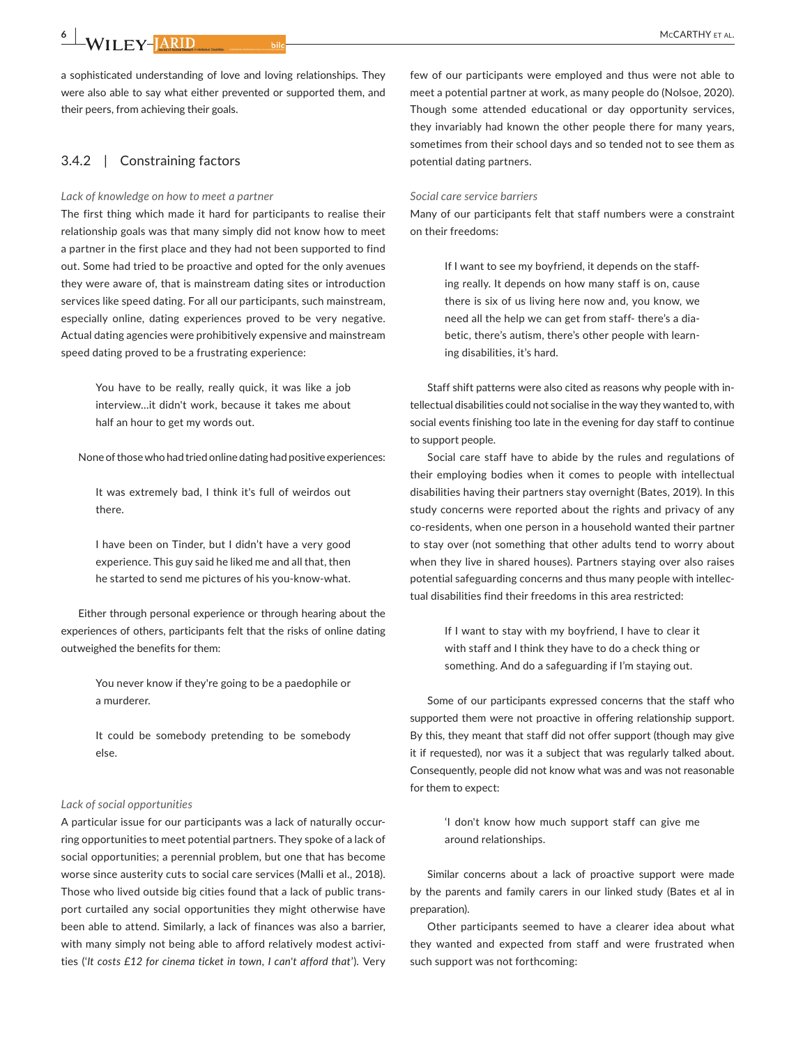a sophisticated understanding of love and loving relationships. They were also able to say what either prevented or supported them, and their peers, from achieving their goals.

### 3.4.2 | Constraining factors

*Lack of knowledge on how to meet a partner*

The first thing which made it hard for participants to realise their relationship goals was that many simply did not know how to meet a partner in the first place and they had not been supported to find out. Some had tried to be proactive and opted for the only avenues they were aware of, that is mainstream dating sites or introduction services like speed dating. For all our participants, such mainstream, especially online, dating experiences proved to be very negative. Actual dating agencies were prohibitively expensive and mainstream speed dating proved to be a frustrating experience:

> You have to be really, really quick, it was like a job interview…it didn't work, because it takes me about half an hour to get my words out.

None of those who had tried online dating had positive experiences:

> It was extremely bad, I think it's full of weirdos out there.

> I have been on Tinder, but I didn't have a very good experience. This guy said he liked me and all that, then he started to send me pictures of his you-know-what.

Either through personal experience or through hearing about the experiences of others, participants felt that the risks of online dating outweighed the benefits for them:

> You never know if they're going to be a paedophile or a murderer.

> It could be somebody pretending to be somebody else.

*Lack of social opportunities*

A particular issue for our participants was a lack of naturally occurring opportunities to meet potential partners. They spoke of a lack of social opportunities; a perennial problem, but one that has become worse since austerity cuts to social care services (Malli et al., 2018). Those who lived outside big cities found that a lack of public transport curtailed any social opportunities they might otherwise have been able to attend. Similarly, a lack of finances was also a barrier, with many simply not being able to afford relatively modest activities (*'It costs £12 for cinema ticket in town, I can't afford that'*). Very few of our participants were employed and thus were not able to meet a potential partner at work, as many people do (Nolsoe, 2020). Though some attended educational or day opportunity services, they invariably had known the other people there for many years, sometimes from their school days and so tended not to see them as potential dating partners.

*Social care service barriers*

Many of our participants felt that staff numbers were a constraint on their freedoms:

> If I want to see my boyfriend, it depends on the staffing really. It depends on how many staff is on, cause there is six of us living here now and, you know, we need all the help we can get from staff- there's a diabetic, there's autism, there's other people with learning disabilities, it's hard.

Staff shift patterns were also cited as reasons why people with intellectual disabilities could not socialise in the way they wanted to, with social events finishing too late in the evening for day staff to continue to support people.

Social care staff have to abide by the rules and regulations of their employing bodies when it comes to people with intellectual disabilities having their partners stay overnight (Bates, 2019). In this study concerns were reported about the rights and privacy of any co-residents, when one person in a household wanted their partner to stay over (not something that other adults tend to worry about when they live in shared houses). Partners staying over also raises potential safeguarding concerns and thus many people with intellectual disabilities find their freedoms in this area restricted:

> If I want to stay with my boyfriend, I have to clear it with staff and I think they have to do a check thing or something. And do a safeguarding if I'm staying out.

Some of our participants expressed concerns that the staff who supported them were not proactive in offering relationship support. By this, they meant that staff did not offer support (though may give it if requested), nor was it a subject that was regularly talked about. Consequently, people did not know what was and was not reasonable for them to expect:

> 'I don't know how much support staff can give me around relationships.

Similar concerns about a lack of proactive support were made by the parents and family carers in our linked study (Bates et al in preparation).

Other participants seemed to have a clearer idea about what they wanted and expected from staff and were frustrated when such support was not forthcoming: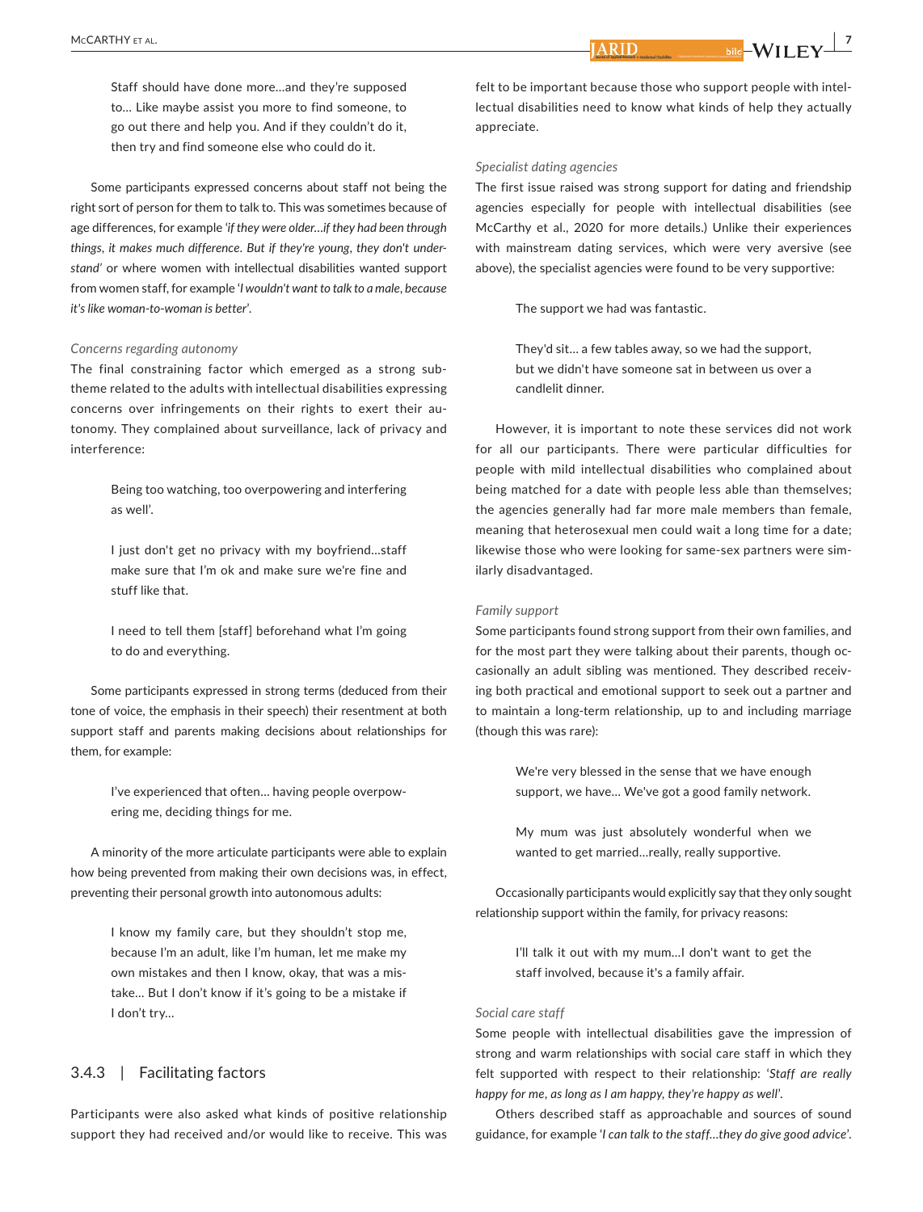> Staff should have done more…and they're supposed to… Like maybe assist you more to find someone, to go out there and help you. And if they couldn't do it, then try and find someone else who could do it.

Some participants expressed concerns about staff not being the right sort of person for them to talk to. This was sometimes because of age differences, for example '*if they were older…if they had been through things, it makes much difference. But if they're young, they don't understand*' or where women with intellectual disabilities wanted support from women staff, for example '*I wouldn't want to talk to a male, because it's like woman-to-woman is better*'.

*Concerns regarding autonomy*

The final constraining factor which emerged as a strong sub-theme related to the adults with intellectual disabilities expressing concerns over infringements on their rights to exert their autonomy. They complained about surveillance, lack of privacy and interference:

> Being too watching, too overpowering and interfering as well'.

> I just don't get no privacy with my boyfriend…staff make sure that I'm ok and make sure we're fine and stuff like that.

> I need to tell them [staff] beforehand what I'm going to do and everything.

Some participants expressed in strong terms (deduced from their tone of voice, the emphasis in their speech) their resentment at both support staff and parents making decisions about relationships for them, for example:

> I've experienced that often… having people overpowering me, deciding things for me.

A minority of the more articulate participants were able to explain how being prevented from making their own decisions was, in effect, preventing their personal growth into autonomous adults:

> I know my family care, but they shouldn't stop me, because I'm an adult, like I'm human, let me make my own mistakes and then I know, okay, that was a mistake… But I don't know if it's going to be a mistake if I don't try…

### 3.4.3 | Facilitating factors

Participants were also asked what kinds of positive relationship support they had received and/or would like to receive. This was felt to be important because those who support people with intellectual disabilities need to know what kinds of help they actually appreciate.

*Specialist dating agencies*

The first issue raised was strong support for dating and friendship agencies especially for people with intellectual disabilities (see McCarthy et al., 2020 for more details.) Unlike their experiences with mainstream dating services, which were very aversive (see above), the specialist agencies were found to be very supportive:

> The support we had was fantastic.

> They'd sit… a few tables away, so we had the support, but we didn't have someone sat in between us over a candlelit dinner.

However, it is important to note these services did not work for all our participants. There were particular difficulties for people with mild intellectual disabilities who complained about being matched for a date with people less able than themselves; the agencies generally had far more male members than female, meaning that heterosexual men could wait a long time for a date; likewise those who were looking for same-sex partners were similarly disadvantaged.

*Family support*

Some participants found strong support from their own families, and for the most part they were talking about their parents, though occasionally an adult sibling was mentioned. They described receiving both practical and emotional support to seek out a partner and to maintain a long-term relationship, up to and including marriage (though this was rare):

> We're very blessed in the sense that we have enough support, we have… We've got a good family network.

> My mum was just absolutely wonderful when we wanted to get married…really, really supportive.

Occasionally participants would explicitly say that they only sought relationship support within the family, for privacy reasons:

> I'll talk it out with my mum…I don't want to get the staff involved, because it's a family affair.

*Social care staff*

Some people with intellectual disabilities gave the impression of strong and warm relationships with social care staff in which they felt supported with respect to their relationship: '*Staff are really happy for me, as long as I am happy, they're happy as well*'.

Others described staff as approachable and sources of sound guidance, for example '*I can talk to the staff…they do give good advice*'.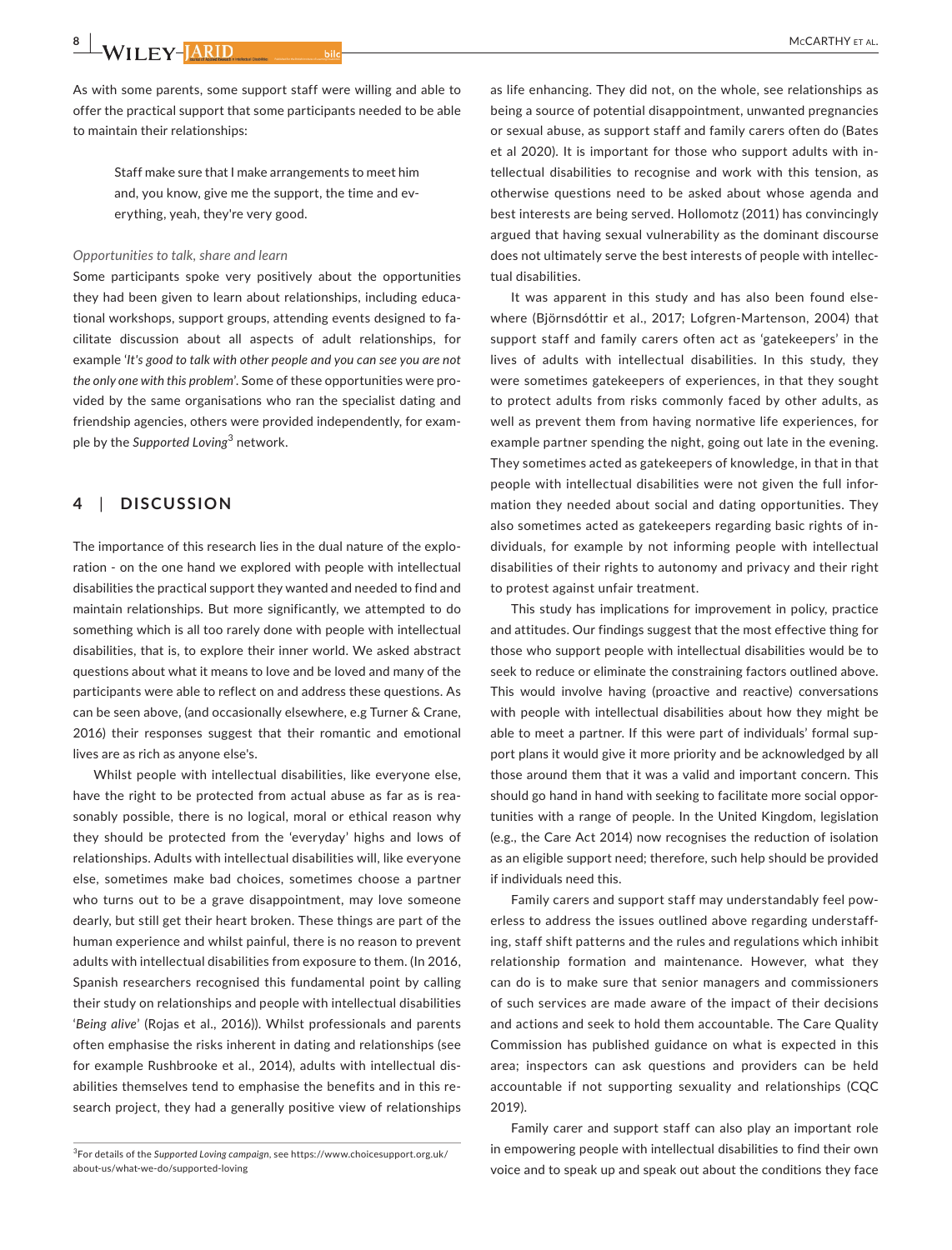As with some parents, some support staff were willing and able to offer the practical support that some participants needed to be able to maintain their relationships:

> Staff make sure that I make arrangements to meet him and, you know, give me the support, the time and everything, yeah, they're very good.

*Opportunities to talk, share and learn*

Some participants spoke very positively about the opportunities they had been given to learn about relationships, including educational workshops, support groups, attending events designed to facilitate discussion about all aspects of adult relationships, for example '*It's good to talk with other people and you can see you are not the only one with this problem*'. Some of these opportunities were provided by the same organisations who ran the specialist dating and friendship agencies, others were provided independently, for example by the *Supported Loving*[3] network.

## 4 | DISCUSSION

The importance of this research lies in the dual nature of the exploration - on the one hand we explored with people with intellectual disabilities the practical support they wanted and needed to find and maintain relationships. But more significantly, we attempted to do something which is all too rarely done with people with intellectual disabilities, that is, to explore their inner world. We asked abstract questions about what it means to love and be loved and many of the participants were able to reflect on and address these questions. As can be seen above, (and occasionally elsewhere, e.g Turner & Crane, 2016) their responses suggest that their romantic and emotional lives are as rich as anyone else's.

Whilst people with intellectual disabilities, like everyone else, have the right to be protected from actual abuse as far as is reasonably possible, there is no logical, moral or ethical reason why they should be protected from the 'everyday' highs and lows of relationships. Adults with intellectual disabilities will, like everyone else, sometimes make bad choices, sometimes choose a partner who turns out to be a grave disappointment, may love someone dearly, but still get their heart broken. These things are part of the human experience and whilst painful, there is no reason to prevent adults with intellectual disabilities from exposure to them. (In 2016, Spanish researchers recognised this fundamental point by calling their study on relationships and people with intellectual disabilities '*Being alive*' (Rojas et al., 2016)). Whilst professionals and parents often emphasise the risks inherent in dating and relationships (see for example Rushbrooke et al., 2014), adults with intellectual disabilities themselves tend to emphasise the benefits and in this research project, they had a generally positive view of relationships as life enhancing. They did not, on the whole, see relationships as being a source of potential disappointment, unwanted pregnancies or sexual abuse, as support staff and family carers often do (Bates et al 2020). It is important for those who support adults with intellectual disabilities to recognise and work with this tension, as otherwise questions need to be asked about whose agenda and best interests are being served. Hollomotz (2011) has convincingly argued that having sexual vulnerability as the dominant discourse does not ultimately serve the best interests of people with intellectual disabilities.

It was apparent in this study and has also been found elsewhere (Björnsdóttir et al., 2017; Lofgren-Martenson, 2004) that support staff and family carers often act as 'gatekeepers' in the lives of adults with intellectual disabilities. In this study, they were sometimes gatekeepers of experiences, in that they sought to protect adults from risks commonly faced by other adults, as well as prevent them from having normative life experiences, for example partner spending the night, going out late in the evening. They sometimes acted as gatekeepers of knowledge, in that in that people with intellectual disabilities were not given the full information they needed about social and dating opportunities. They also sometimes acted as gatekeepers regarding basic rights of individuals, for example by not informing people with intellectual disabilities of their rights to autonomy and privacy and their right to protest against unfair treatment.

This study has implications for improvement in policy, practice and attitudes. Our findings suggest that the most effective thing for those who support people with intellectual disabilities would be to seek to reduce or eliminate the constraining factors outlined above. This would involve having (proactive and reactive) conversations with people with intellectual disabilities about how they might be able to meet a partner. If this were part of individuals' formal support plans it would give it more priority and be acknowledged by all those around them that it was a valid and important concern. This should go hand in hand with seeking to facilitate more social opportunities with a range of people. In the United Kingdom, legislation (e.g., the Care Act 2014) now recognises the reduction of isolation as an eligible support need; therefore, such help should be provided if individuals need this.

Family carers and support staff may understandably feel powerless to address the issues outlined above regarding understaffing, staff shift patterns and the rules and regulations which inhibit relationship formation and maintenance. However, what they can do is to make sure that senior managers and commissioners of such services are made aware of the impact of their decisions and actions and seek to hold them accountable. The Care Quality Commission has published guidance on what is expected in this area; inspectors can ask questions and providers can be held accountable if not supporting sexuality and relationships (CQC 2019).

Family carer and support staff can also play an important role in empowering people with intellectual disabilities to find their own voice and to speak up and speak out about the conditions they face

[3]For details of the *Supported Loving campaign*, see https://www.choicesupport.org.uk/about-us/what-we-do/supported-loving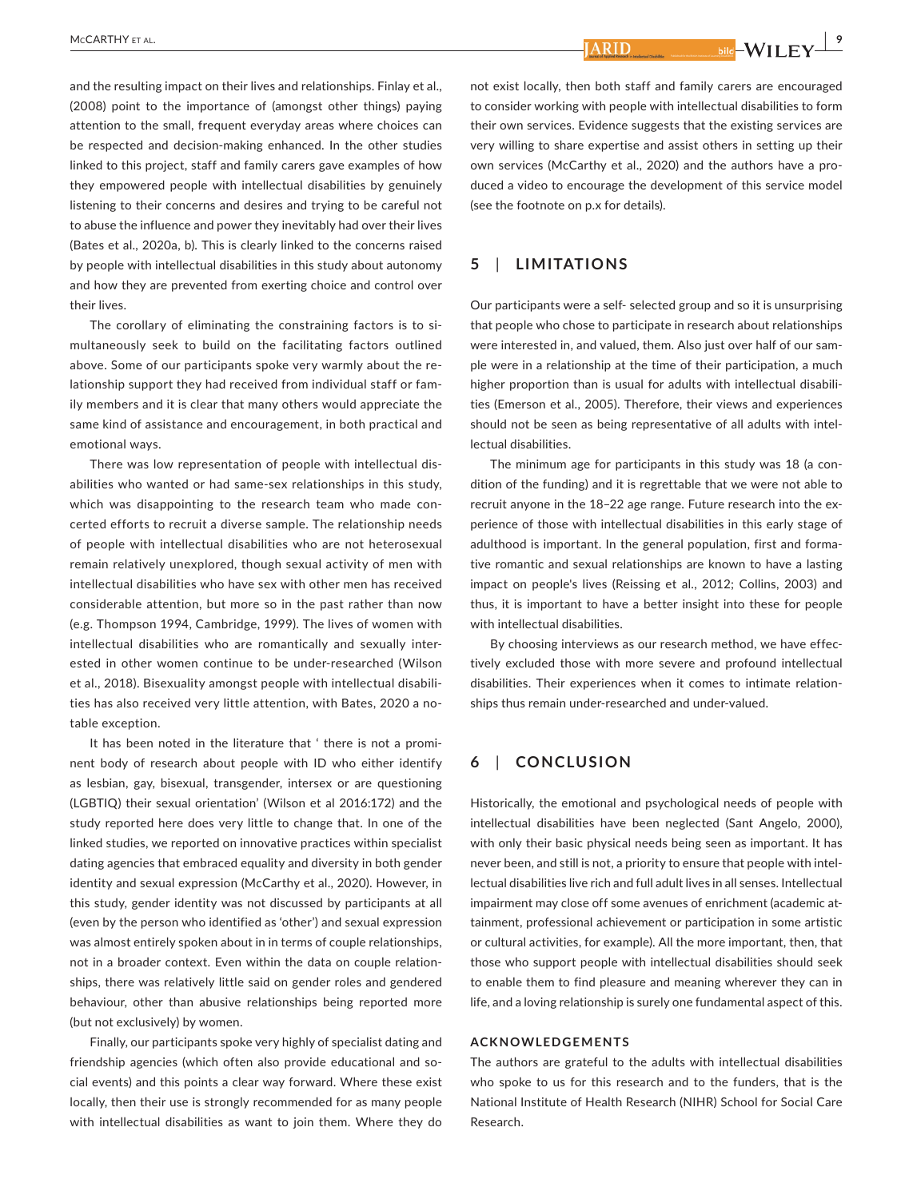and the resulting impact on their lives and relationships. Finlay et al., (2008) point to the importance of (amongst other things) paying attention to the small, frequent everyday areas where choices can be respected and decision-making enhanced. In the other studies linked to this project, staff and family carers gave examples of how they empowered people with intellectual disabilities by genuinely listening to their concerns and desires and trying to be careful not to abuse the influence and power they inevitably had over their lives (Bates et al., 2020a, b). This is clearly linked to the concerns raised by people with intellectual disabilities in this study about autonomy and how they are prevented from exerting choice and control over their lives.

The corollary of eliminating the constraining factors is to simultaneously seek to build on the facilitating factors outlined above. Some of our participants spoke very warmly about the relationship support they had received from individual staff or family members and it is clear that many others would appreciate the same kind of assistance and encouragement, in both practical and emotional ways.

There was low representation of people with intellectual disabilities who wanted or had same-sex relationships in this study, which was disappointing to the research team who made concerted efforts to recruit a diverse sample. The relationship needs of people with intellectual disabilities who are not heterosexual remain relatively unexplored, though sexual activity of men with intellectual disabilities who have sex with other men has received considerable attention, but more so in the past rather than now (e.g. Thompson 1994, Cambridge, 1999). The lives of women with intellectual disabilities who are romantically and sexually interested in other women continue to be under-researched (Wilson et al., 2018). Bisexuality amongst people with intellectual disabilities has also received very little attention, with Bates, 2020 a notable exception.

It has been noted in the literature that ' there is not a prominent body of research about people with ID who either identify as lesbian, gay, bisexual, transgender, intersex or are questioning (LGBTIQ) their sexual orientation' (Wilson et al 2016:172) and the study reported here does very little to change that. In one of the linked studies, we reported on innovative practices within specialist dating agencies that embraced equality and diversity in both gender identity and sexual expression (McCarthy et al., 2020). However, in this study, gender identity was not discussed by participants at all (even by the person who identified as 'other') and sexual expression was almost entirely spoken about in in terms of couple relationships, not in a broader context. Even within the data on couple relationships, there was relatively little said on gender roles and gendered behaviour, other than abusive relationships being reported more (but not exclusively) by women.

Finally, our participants spoke very highly of specialist dating and friendship agencies (which often also provide educational and social events) and this points a clear way forward. Where these exist locally, then their use is strongly recommended for as many people with intellectual disabilities as want to join them. Where they do not exist locally, then both staff and family carers are encouraged to consider working with people with intellectual disabilities to form their own services. Evidence suggests that the existing services are very willing to share expertise and assist others in setting up their own services (McCarthy et al., 2020) and the authors have a produced a video to encourage the development of this service model (see the footnote on p.x for details).

## 5 | LIMITATIONS

Our participants were a self- selected group and so it is unsurprising that people who chose to participate in research about relationships were interested in, and valued, them. Also just over half of our sample were in a relationship at the time of their participation, a much higher proportion than is usual for adults with intellectual disabilities (Emerson et al., 2005). Therefore, their views and experiences should not be seen as being representative of all adults with intellectual disabilities.

The minimum age for participants in this study was 18 (a condition of the funding) and it is regrettable that we were not able to recruit anyone in the 18–22 age range. Future research into the experience of those with intellectual disabilities in this early stage of adulthood is important. In the general population, first and formative romantic and sexual relationships are known to have a lasting impact on people's lives (Reissing et al., 2012; Collins, 2003) and thus, it is important to have a better insight into these for people with intellectual disabilities.

By choosing interviews as our research method, we have effectively excluded those with more severe and profound intellectual disabilities. Their experiences when it comes to intimate relationships thus remain under-researched and under-valued.

## 6 | CONCLUSION

Historically, the emotional and psychological needs of people with intellectual disabilities have been neglected (Sant Angelo, 2000), with only their basic physical needs being seen as important. It has never been, and still is not, a priority to ensure that people with intellectual disabilities live rich and full adult lives in all senses. Intellectual impairment may close off some avenues of enrichment (academic attainment, professional achievement or participation in some artistic or cultural activities, for example). All the more important, then, that those who support people with intellectual disabilities should seek to enable them to find pleasure and meaning wherever they can in life, and a loving relationship is surely one fundamental aspect of this.

### ACKNOWLEDGEMENTS

The authors are grateful to the adults with intellectual disabilities who spoke to us for this research and to the funders, that is the National Institute of Health Research (NIHR) School for Social Care Research.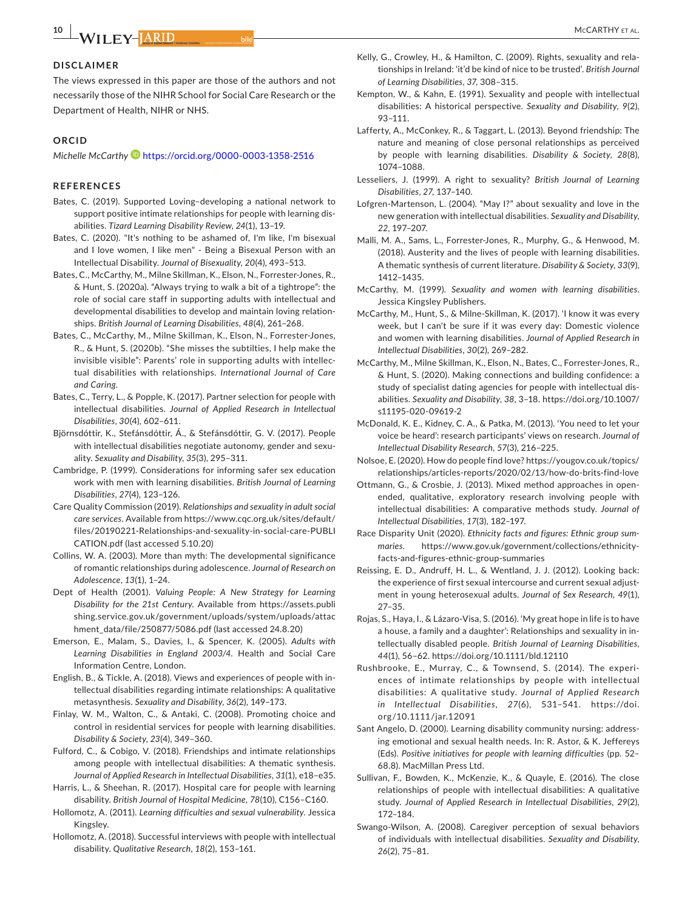## DISCLAIMER

The views expressed in this paper are those of the authors and not necessarily those of the NIHR School for Social Care Research or the Department of Health, NIHR or NHS.

## ORCID

*Michelle McCarthy* https://orcid.org/0000-0003-1358-2516

## REFERENCES

Bates, C. (2019). Supported Loving–developing a national network to support positive intimate relationships for people with learning disabilities. *Tizard Learning Disability Review*, *24*(1), 13–19.

Bates, C. (2020). "It's nothing to be ashamed of, I'm like, I'm bisexual and I love women, I like men" - Being a Bisexual Person with an Intellectual Disability. *Journal of Bisexuality*, *20*(4), 493–513.

Bates, C., McCarthy, M., Milne Skillman, K., Elson, N., Forrester-Jones, R., & Hunt, S. (2020a). "Always trying to walk a bit of a tightrope": the role of social care staff in supporting adults with intellectual and developmental disabilities to develop and maintain loving relationships. *British Journal of Learning Disabilities*, *48*(4), 261–268.

Bates, C., McCarthy, M., Milne Skillman, K., Elson, N., Forrester-Jones, R., & Hunt, S. (2020b). "She misses the subtilties, I help make the invisible visible": Parents' role in supporting adults with intellectual disabilities with relationships. *International Journal of Care and Caring*.

Bates, C., Terry, L., & Popple, K. (2017). Partner selection for people with intellectual disabilities. *Journal of Applied Research in Intellectual Disabilities*, *30*(4), 602–611.

Björnsdóttir, K., Stefánsdóttir, Á., & Stefánsdóttir, G. V. (2017). People with intellectual disabilities negotiate autonomy, gender and sexuality. *Sexuality and Disability*, *35*(3), 295–311.

Cambridge, P. (1999). Considerations for informing safer sex education work with men with learning disabilities. *British Journal of Learning Disabilities*, *27*(4), 123–126.

Care Quality Commission (2019). *Relationships and sexuality in adult social care services*. Available from https://www.cqc.org.uk/sites/default/files/20190221-Relationships-and-sexuality-in-social-care-PUBLICATION.pdf (last accessed 5.10.20)

Collins, W. A. (2003). More than myth: The developmental significance of romantic relationships during adolescence. *Journal of Research on Adolescence*, *13*(1), 1–24.

Dept of Health (2001). *Valuing People: A New Strategy for Learning Disability for the 21st Century*. Available from https://assets.publishing.service.gov.uk/government/uploads/system/uploads/attachment_data/file/250877/5086.pdf (last accessed 24.8.20)

Emerson, E., Malam, S., Davies, I., & Spencer, K. (2005). *Adults with Learning Disabilities in England 2003/4*. Health and Social Care Information Centre, London.

English, B., & Tickle, A. (2018). Views and experiences of people with intellectual disabilities regarding intimate relationships: A qualitative metasynthesis. *Sexuality and Disability*, *36*(2), 149–173.

Finlay, W. M., Walton, C., & Antaki, C. (2008). Promoting choice and control in residential services for people with learning disabilities. *Disability & Society*, *23*(4), 349–360.

Fulford, C., & Cobigo, V. (2018). Friendships and intimate relationships among people with intellectual disabilities: A thematic synthesis. *Journal of Applied Research in Intellectual Disabilities*, *31*(1), e18–e35.

Harris, L., & Sheehan, R. (2017). Hospital care for people with learning disability. *British Journal of Hospital Medicine*, *78*(10), C156–C160.

Hollomotz, A. (2011). *Learning difficulties and sexual vulnerability*. Jessica Kingsley.

Hollomotz, A. (2018). Successful interviews with people with intellectual disability. *Qualitative Research*, *18*(2), 153–161.

Kelly, G., Crowley, H., & Hamilton, C. (2009). Rights, sexuality and relationships in Ireland: 'it'd be kind of nice to be trusted'. *British Journal of Learning Disabilities*, *37*, 308–315.

Kempton, W., & Kahn, E. (1991). Sexuality and people with intellectual disabilities: A historical perspective. *Sexuality and Disability*, *9*(2), 93–111.

Lafferty, A., McConkey, R., & Taggart, L. (2013). Beyond friendship: The nature and meaning of close personal relationships as perceived by people with learning disabilities. *Disability & Society*, *28*(8), 1074–1088.

Lesseliers, J. (1999). A right to sexuality? *British Journal of Learning Disabilities*, *27*, 137–140.

Lofgren-Martenson, L. (2004). "May I?" about sexuality and love in the new generation with intellectual disabilities. *Sexuality and Disability*, *22*, 197–207.

Malli, M. A., Sams, L., Forrester-Jones, R., Murphy, G., & Henwood, M. (2018). Austerity and the lives of people with learning disabilities. A thematic synthesis of current literature. *Disability & Society*, *33*(9), 1412–1435.

McCarthy, M. (1999). *Sexuality and women with learning disabilities*. Jessica Kingsley Publishers.

McCarthy, M., Hunt, S., & Milne-Skillman, K. (2017). 'I know it was every week, but I can't be sure if it was every day: Domestic violence and women with learning disabilities. *Journal of Applied Research in Intellectual Disabilities*, *30*(2), 269–282.

McCarthy, M., Milne Skillman, K., Elson, N., Bates, C., Forrester-Jones, R., & Hunt, S. (2020). Making connections and building confidence: a study of specialist dating agencies for people with intellectual disabilities. *Sexuality and Disability*, *38*, 3–18. https://doi.org/10.1007/s11195-020-09619-2

McDonald, K. E., Kidney, C. A., & Patka, M. (2013). 'You need to let your voice be heard': research participants' views on research. *Journal of Intellectual Disability Research*, *57*(3), 216–225.

Nolsoe, E. (2020). How do people find love? https://yougov.co.uk/topics/relationships/articles-reports/2020/02/13/how-do-brits-find-love

Ottmann, G., & Crosbie, J. (2013). Mixed method approaches in open-ended, qualitative, exploratory research involving people with intellectual disabilities: A comparative methods study. *Journal of Intellectual Disabilities*, *17*(3), 182–197.

Race Disparity Unit (2020). *Ethnicity facts and figures: Ethnic group summaries*. https://www.gov.uk/government/collections/ethnicity-facts-and-figures-ethnic-group-summaries

Reissing, E. D., Andruff, H. L., & Wentland, J. J. (2012). Looking back: the experience of first sexual intercourse and current sexual adjustment in young heterosexual adults. *Journal of Sex Research*, *49*(1), 27–35.

Rojas, S., Haya, I., & Lázaro-Visa, S. (2016). 'My great hope in life is to have a house, a family and a daughter': Relationships and sexuality in intellectually disabled people. *British Journal of Learning Disabilities*, *44*(1), 56–62. https://doi.org/10.1111/bld.12110

Rushbrooke, E., Murray, C., & Townsend, S. (2014). The experiences of intimate relationships by people with intellectual disabilities: A qualitative study. *Journal of Applied Research in Intellectual Disabilities*, *27*(6), 531–541. https://doi.org/10.1111/jar.12091

Sant Angelo, D. (2000). Learning disability community nursing: addressing emotional and sexual health needs. In: R. Astor, & K. Jeffereys (Eds). *Positive initiatives for people with learning difficulties* (pp. 52–68.8). MacMillan Press Ltd.

Sullivan, F., Bowden, K., McKenzie, K., & Quayle, E. (2016). The close relationships of people with intellectual disabilities: A qualitative study. *Journal of Applied Research in Intellectual Disabilities*, *29*(2), 172–184.

Swango-Wilson, A. (2008). Caregiver perception of sexual behaviors of individuals with intellectual disabilities. *Sexuality and Disability*, *26*(2), 75–81.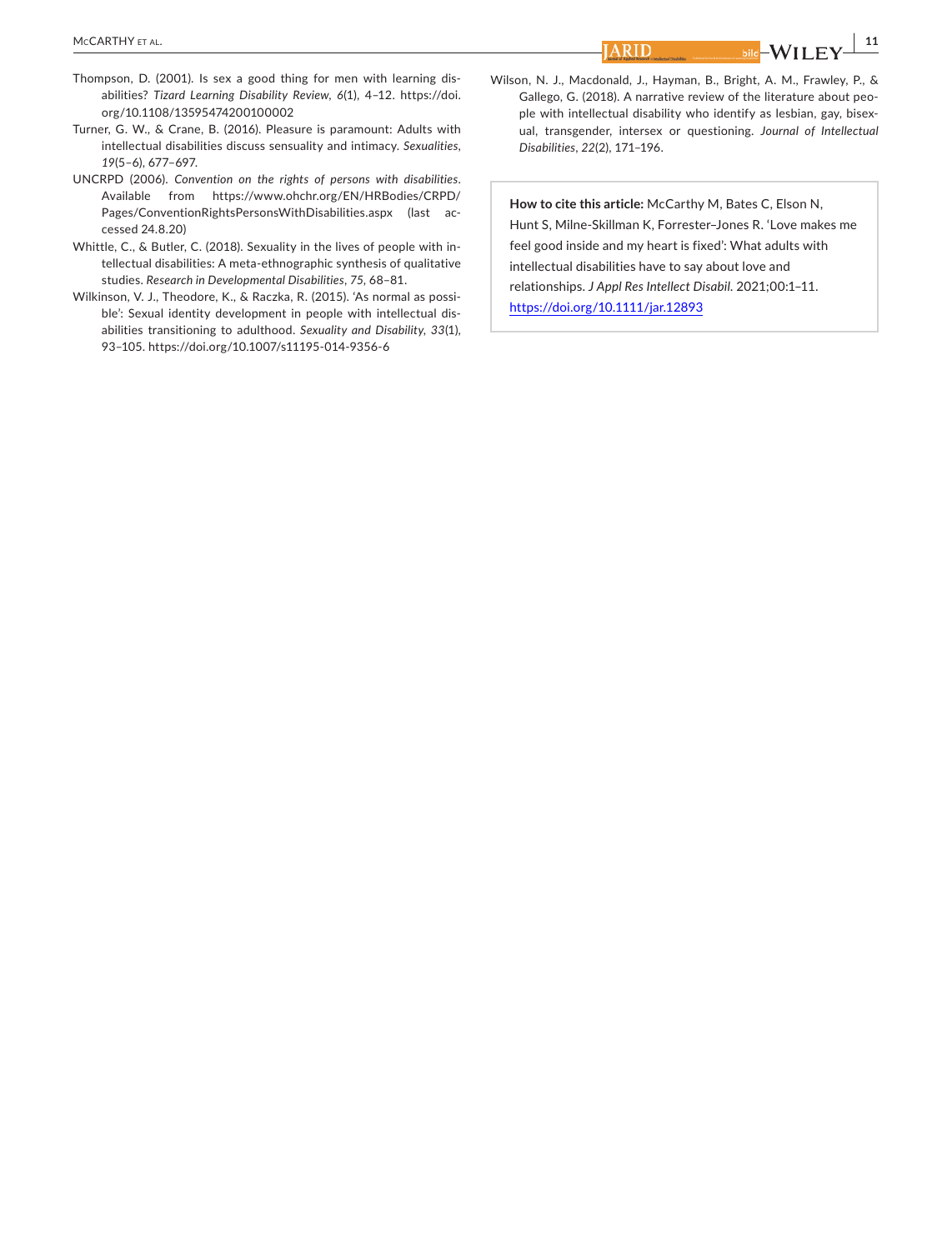Thompson, D. (2001). Is sex a good thing for men with learning disabilities? *Tizard Learning Disability Review*, *6*(1), 4–12. https://doi.org/10.1108/13595474200100002

Turner, G. W., & Crane, B. (2016). Pleasure is paramount: Adults with intellectual disabilities discuss sensuality and intimacy. *Sexualities*, *19*(5–6), 677–697.

UNCRPD (2006). *Convention on the rights of persons with disabilities*. Available from https://www.ohchr.org/EN/HRBodies/CRPD/Pages/ConventionRightsPersonsWithDisabilities.aspx (last accessed 24.8.20)

Whittle, C., & Butler, C. (2018). Sexuality in the lives of people with intellectual disabilities: A meta-ethnographic synthesis of qualitative studies. *Research in Developmental Disabilities*, *75*, 68–81.

Wilkinson, V. J., Theodore, K., & Raczka, R. (2015). 'As normal as possible': Sexual identity development in people with intellectual disabilities transitioning to adulthood. *Sexuality and Disability*, *33*(1), 93–105. https://doi.org/10.1007/s11195-014-9356-6

Wilson, N. J., Macdonald, J., Hayman, B., Bright, A. M., Frawley, P., & Gallego, G. (2018). A narrative review of the literature about people with intellectual disability who identify as lesbian, gay, bisexual, transgender, intersex or questioning. *Journal of Intellectual Disabilities*, *22*(2), 171–196.

**How to cite this article:** McCarthy M, Bates C, Elson N, Hunt S, Milne-Skillman K, Forrester–Jones R. 'Love makes me feel good inside and my heart is fixed': What adults with intellectual disabilities have to say about love and relationships. *J Appl Res Intellect Disabil.* 2021;00:1–11. https://doi.org/10.1111/jar.12893